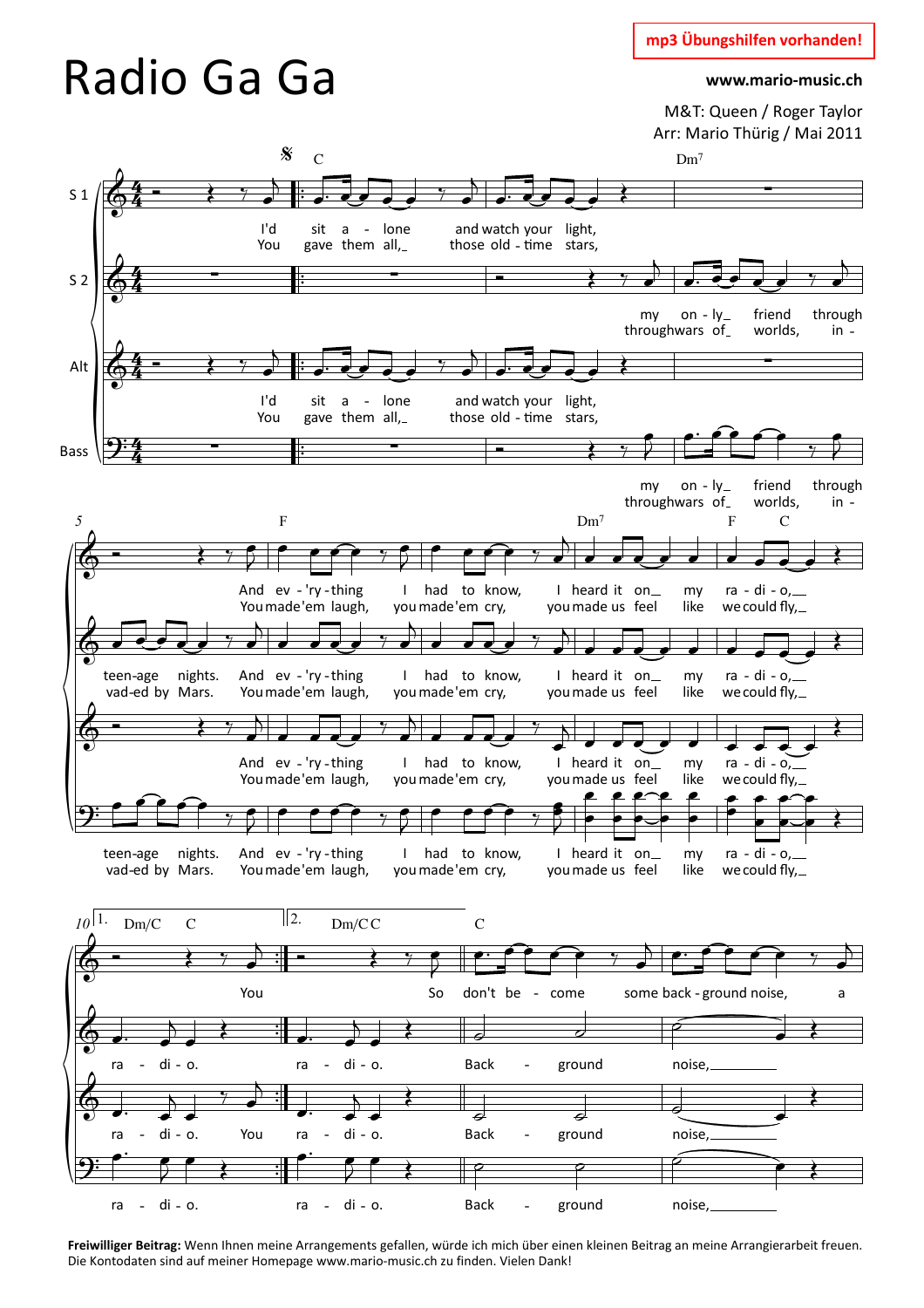mp3 Übungshilfen vorhanden!

# Radio Ga Ga

www.mario-music.ch

M&T: Queen / Roger Taylor
Arr: Mario Thürig / Mai 2011

**Freiwilliger Beitrag:** Wenn Ihnen meine Arrangements gefallen, würde ich mich über einen kleinen Beitrag an meine Arrangierarbeit freuen. Die Kontodaten sind auf meiner Homepage www.mario-music.ch zu finden. Vielen Dank!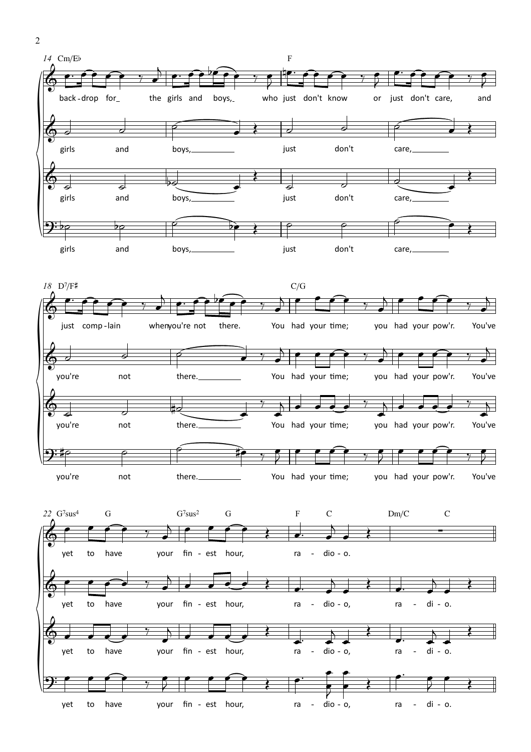14 Cm/E♭ — F

back-drop for_ the girls and boys,_ who just don't know or just don't care, and

girls and boys,___ just don't care,___

girls and boys,___ just don't care,___

girls and boys,___ just don't care,___

18 D$^7$/F♯ — C/G

just comp-lain when you're not there. You had your time; you had your pow'r. You've

you're not there.___ You had your time; you had your pow'r. You've

you're not there.___ You had your time; you had your pow'r. You've

you're not there.___ You had your time; you had your pow'r. You've

22 G$^7$sus$^4$ G G$^7$sus$^2$ G F C Dm/C C

yet to have your fin - est hour, ra - dio - o.

yet to have your fin - est hour, ra - dio - o, ra - di - o.

yet to have your fin - est hour, ra - dio - o, ra - di - o.

yet to have your fin - est hour, ra - dio - o, ra - di - o.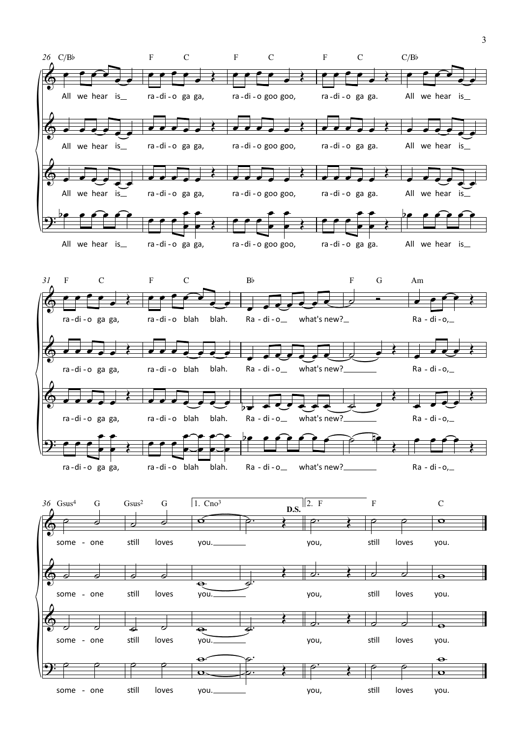26 C/B♭ F C F C F C C/B♭

All we hear is__ ra - di - o ga ga, ra - di - o goo goo, ra - di - o ga ga. All we hear is__

31 F C F C B♭ F G Am

ra - di - o ga ga, ra - di - o blah blah. Ra - di - o__ what's new?__ Ra - di - o,__

36 Gsus4 G Gsus2 G 1. Cno3 D.S. 2. F F C

some - one still loves you.________ you, still loves you.